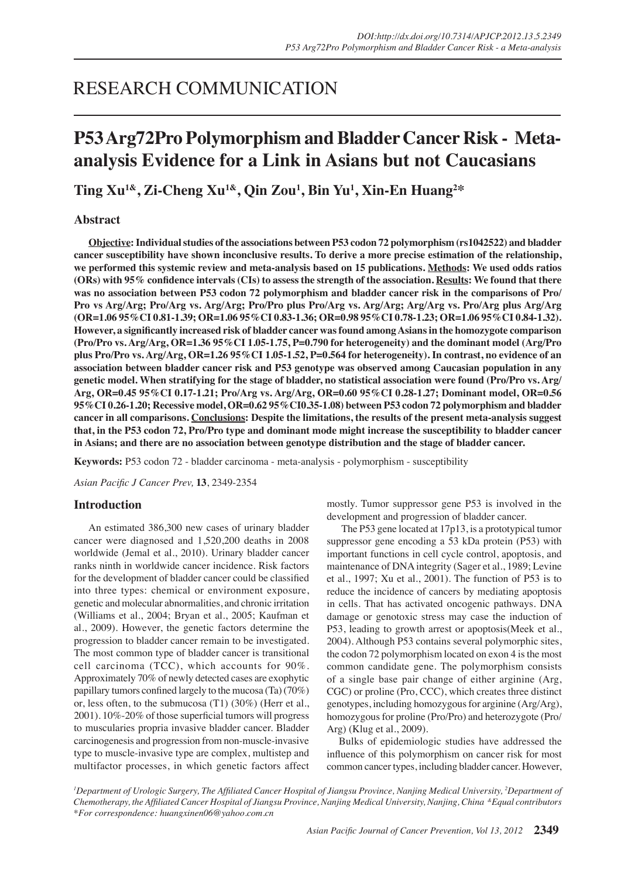# RESEARCH COMMUNICATION

## P53 Arg72Pro Polymorphism and Bladder Cancer Risk - Meta-analysis Evidence for a Link in Asians but not Caucasians

**Ting Xu[1&], Zi-Cheng Xu[1&], Qin Zou[1], Bin Yu[1], Xin-En Huang[2]***

### Abstract

**Objective: Individual studies of the associations between P53 codon 72 polymorphism (rs1042522) and bladder cancer susceptibility have shown inconclusive results. To derive a more precise estimation of the relationship, we performed this systemic review and meta-analysis based on 15 publications. Methods: We used odds ratios (ORs) with 95% confidence intervals (CIs) to assess the strength of the association. Results: We found that there was no association between P53 codon 72 polymorphism and bladder cancer risk in the comparisons of Pro/Pro vs Arg/Arg; Pro/Arg vs. Arg/Arg; Pro/Pro plus Pro/Arg vs. Arg/Arg; Arg/Arg vs. Pro/Arg plus Arg/Arg (OR=1.06 95%CI 0.81-1.39; OR=1.06 95%CI 0.83-1.36; OR=0.98 95%CI 0.78-1.23; OR=1.06 95%CI 0.84-1.32). However, a significantly increased risk of bladder cancer was found among Asians in the homozygote comparison (Pro/Pro vs. Arg/Arg, OR=1.36 95%CI 1.05-1.75, P=0.790 for heterogeneity) and the dominant model (Arg/Pro plus Pro/Pro vs. Arg/Arg, OR=1.26 95%CI 1.05-1.52, P=0.564 for heterogeneity). In contrast, no evidence of an association between bladder cancer risk and P53 genotype was observed among Caucasian population in any genetic model. When stratifying for the stage of bladder, no statistical association were found (Pro/Pro vs. Arg/Arg, OR=0.45 95%CI 0.17-1.21; Pro/Arg vs. Arg/Arg, OR=0.60 95%CI 0.28-1.27; Dominant model, OR=0.56 95%CI 0.26-1.20; Recessive model, OR=0.62 95%CI0.35-1.08) between P53 codon 72 polymorphism and bladder cancer in all comparisons. Conclusions: Despite the limitations, the results of the present meta-analysis suggest that, in the P53 codon 72, Pro/Pro type and dominant mode might increase the susceptibility to bladder cancer in Asians; and there are no association between genotype distribution and the stage of bladder cancer.**

**Keywords:** P53 codon 72 - bladder carcinoma - meta-analysis - polymorphism - susceptibility

*Asian Pacific J Cancer Prev,* **13**, 2349-2354

### Introduction

An estimated 386,300 new cases of urinary bladder cancer were diagnosed and 1,520,200 deaths in 2008 worldwide (Jemal et al., 2010). Urinary bladder cancer ranks ninth in worldwide cancer incidence. Risk factors for the development of bladder cancer could be classified into three types: chemical or environment exposure, genetic and molecular abnormalities, and chronic irritation (Williams et al., 2004; Bryan et al., 2005; Kaufman et al., 2009). However, the genetic factors determine the progression to bladder cancer remain to be investigated. The most common type of bladder cancer is transitional cell carcinoma (TCC), which accounts for 90%. Approximately 70% of newly detected cases are exophytic papillary tumors confined largely to the mucosa (Ta) (70%) or, less often, to the submucosa (T1) (30%) (Herr et al., 2001). 10%-20% of those superficial tumors will progress to muscularies propria invasive bladder cancer. Bladder carcinogenesis and progression from non-muscle-invasive type to muscle-invasive type are complex, multistep and multifactor processes, in which genetic factors affect mostly. Tumor suppressor gene P53 is involved in the development and progression of bladder cancer.

The P53 gene located at 17p13, is a prototypical tumor suppressor gene encoding a 53 kDa protein (P53) with important functions in cell cycle control, apoptosis, and maintenance of DNA integrity (Sager et al., 1989; Levine et al., 1997; Xu et al., 2001). The function of P53 is to reduce the incidence of cancers by mediating apoptosis in cells. That has activated oncogenic pathways. DNA damage or genotoxic stress may case the induction of P53, leading to growth arrest or apoptosis(Meek et al., 2004). Although P53 contains several polymorphic sites, the codon 72 polymorphism located on exon 4 is the most common candidate gene. The polymorphism consists of a single base pair change of either arginine (Arg, CGC) or proline (Pro, CCC), which creates three distinct genotypes, including homozygous for arginine (Arg/Arg), homozygous for proline (Pro/Pro) and heterozygote (Pro/Arg) (Klug et al., 2009).

Bulks of epidemiologic studies have addressed the influence of this polymorphism on cancer risk for most common cancer types, including bladder cancer. However,

*[1]Department of Urologic Surgery, The Affiliated Cancer Hospital of Jiangsu Province, Nanjing Medical University, [2]Department of Chemotherapy, the Affiliated Cancer Hospital of Jiangsu Province, Nanjing Medical University, Nanjing, China [&]Equal contributors*
*\*For correspondence: huangxinen06@yahoo.com.cn*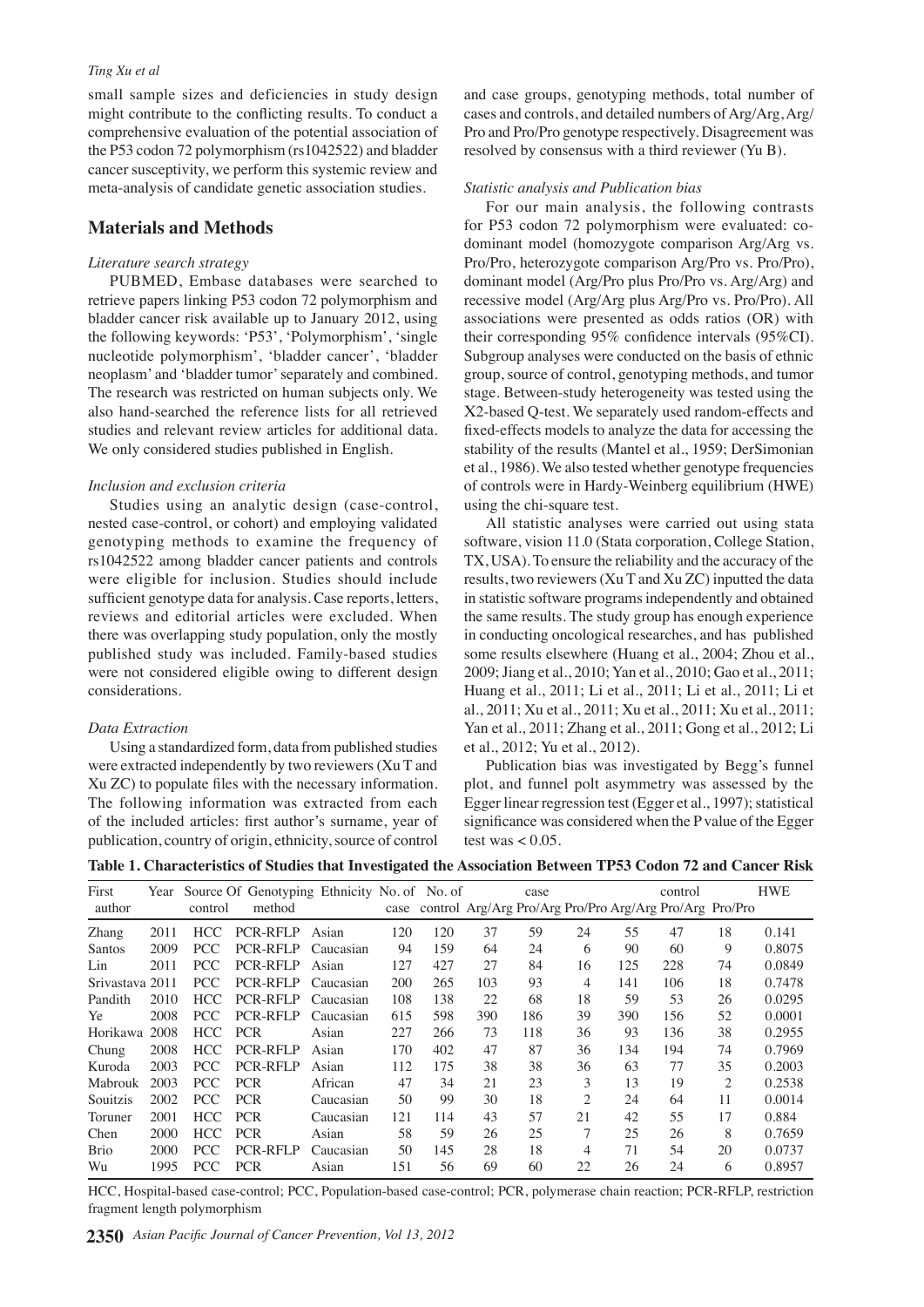small sample sizes and deficiencies in study design might contribute to the conflicting results. To conduct a comprehensive evaluation of the potential association of the P53 codon 72 polymorphism (rs1042522) and bladder cancer susceptivity, we perform this systemic review and meta-analysis of candidate genetic association studies.

## Materials and Methods

### *Literature search strategy*

PUBMED, Embase databases were searched to retrieve papers linking P53 codon 72 polymorphism and bladder cancer risk available up to January 2012, using the following keywords: 'P53', 'Polymorphism', 'single nucleotide polymorphism', 'bladder cancer', 'bladder neoplasm' and 'bladder tumor' separately and combined. The research was restricted on human subjects only. We also hand-searched the reference lists for all retrieved studies and relevant review articles for additional data. We only considered studies published in English.

### *Inclusion and exclusion criteria*

Studies using an analytic design (case-control, nested case-control, or cohort) and employing validated genotyping methods to examine the frequency of rs1042522 among bladder cancer patients and controls were eligible for inclusion. Studies should include sufficient genotype data for analysis. Case reports, letters, reviews and editorial articles were excluded. When there was overlapping study population, only the mostly published study was included. Family-based studies were not considered eligible owing to different design considerations.

### *Data Extraction*

Using a standardized form, data from published studies were extracted independently by two reviewers (Xu T and Xu ZC) to populate files with the necessary information. The following information was extracted from each of the included articles: first author's surname, year of publication, country of origin, ethnicity, source of control and case groups, genotyping methods, total number of cases and controls, and detailed numbers of Arg/Arg, Arg/Pro and Pro/Pro genotype respectively. Disagreement was resolved by consensus with a third reviewer (Yu B).

### *Statistic analysis and Publication bias*

For our main analysis, the following contrasts for P53 codon 72 polymorphism were evaluated: co-dominant model (homozygote comparison Arg/Arg vs. Pro/Pro, heterozygote comparison Arg/Pro vs. Pro/Pro), dominant model (Arg/Pro plus Pro/Pro vs. Arg/Arg) and recessive model (Arg/Arg plus Arg/Pro vs. Pro/Pro). All associations were presented as odds ratios (OR) with their corresponding 95% confidence intervals (95%CI). Subgroup analyses were conducted on the basis of ethnic group, source of control, genotyping methods, and tumor stage. Between-study heterogeneity was tested using the X2-based Q-test. We separately used random-effects and fixed-effects models to analyze the data for accessing the stability of the results (Mantel et al., 1959; DerSimonian et al., 1986). We also tested whether genotype frequencies of controls were in Hardy-Weinberg equilibrium (HWE) using the chi-square test.

All statistic analyses were carried out using stata software, vision 11.0 (Stata corporation, College Station, TX, USA). To ensure the reliability and the accuracy of the results, two reviewers (Xu T and Xu ZC) inputted the data in statistic software programs independently and obtained the same results. The study group has enough experience in conducting oncological researches, and has published some results elsewhere (Huang et al., 2004; Zhou et al., 2009; Jiang et al., 2010; Yan et al., 2010; Gao et al., 2011; Huang et al., 2011; Li et al., 2011; Li et al., 2011; Li et al., 2011; Xu et al., 2011; Xu et al., 2011; Xu et al., 2011; Yan et al., 2011; Zhang et al., 2011; Gong et al., 2012; Li et al., 2012; Yu et al., 2012).

Publication bias was investigated by Begg's funnel plot, and funnel polt asymmetry was assessed by the Egger linear regression test (Egger et al., 1997); statistical significance was considered when the P value of the Egger test was < 0.05.

**Table 1. Characteristics of Studies that Investigated the Association Between TP53 Codon 72 and Cancer Risk**

| First author | Year | Source Of control | Genotyping method | Ethnicity | No. of case | No. of control | case Arg/Arg | case Pro/Arg | case Pro/Pro | control Arg/Arg | control Pro/Arg | control Pro/Pro | HWE |
|---|---|---|---|---|---|---|---|---|---|---|---|---|---|
| Zhang | 2011 | HCC | PCR-RFLP | Asian | 120 | 120 | 37 | 59 | 24 | 55 | 47 | 18 | 0.141 |
| Santos | 2009 | PCC | PCR-RFLP | Caucasian | 94 | 159 | 64 | 24 | 6 | 90 | 60 | 9 | 0.8075 |
| Lin | 2011 | PCC | PCR-RFLP | Asian | 127 | 427 | 27 | 84 | 16 | 125 | 228 | 74 | 0.0849 |
| Srivastava | 2011 | PCC | PCR-RFLP | Caucasian | 200 | 265 | 103 | 93 | 4 | 141 | 106 | 18 | 0.7478 |
| Pandith | 2010 | HCC | PCR-RFLP | Caucasian | 108 | 138 | 22 | 68 | 18 | 59 | 53 | 26 | 0.0295 |
| Ye | 2008 | PCC | PCR-RFLP | Caucasian | 615 | 598 | 390 | 186 | 39 | 390 | 156 | 52 | 0.0001 |
| Horikawa | 2008 | HCC | PCR | Asian | 227 | 266 | 73 | 118 | 36 | 93 | 136 | 38 | 0.2955 |
| Chung | 2008 | HCC | PCR-RFLP | Asian | 170 | 402 | 47 | 87 | 36 | 134 | 194 | 74 | 0.7969 |
| Kuroda | 2003 | PCC | PCR-RFLP | Asian | 112 | 175 | 38 | 38 | 36 | 63 | 77 | 35 | 0.2003 |
| Mabrouk | 2003 | PCC | PCR | African | 47 | 34 | 21 | 23 | 3 | 13 | 19 | 2 | 0.2538 |
| Souitzis | 2002 | PCC | PCR | Caucasian | 50 | 99 | 30 | 18 | 2 | 24 | 64 | 11 | 0.0014 |
| Toruner | 2001 | HCC | PCR | Caucasian | 121 | 114 | 43 | 57 | 21 | 42 | 55 | 17 | 0.884 |
| Chen | 2000 | HCC | PCR | Asian | 58 | 59 | 26 | 25 | 7 | 25 | 26 | 8 | 0.7659 |
| Brio | 2000 | PCC | PCR-RFLP | Caucasian | 50 | 145 | 28 | 18 | 4 | 71 | 54 | 20 | 0.0737 |
| Wu | 1995 | PCC | PCR | Asian | 151 | 56 | 69 | 60 | 22 | 26 | 24 | 6 | 0.8957 |

HCC, Hospital-based case-control; PCC, Population-based case-control; PCR, polymerase chain reaction; PCR-RFLP, restriction fragment length polymorphism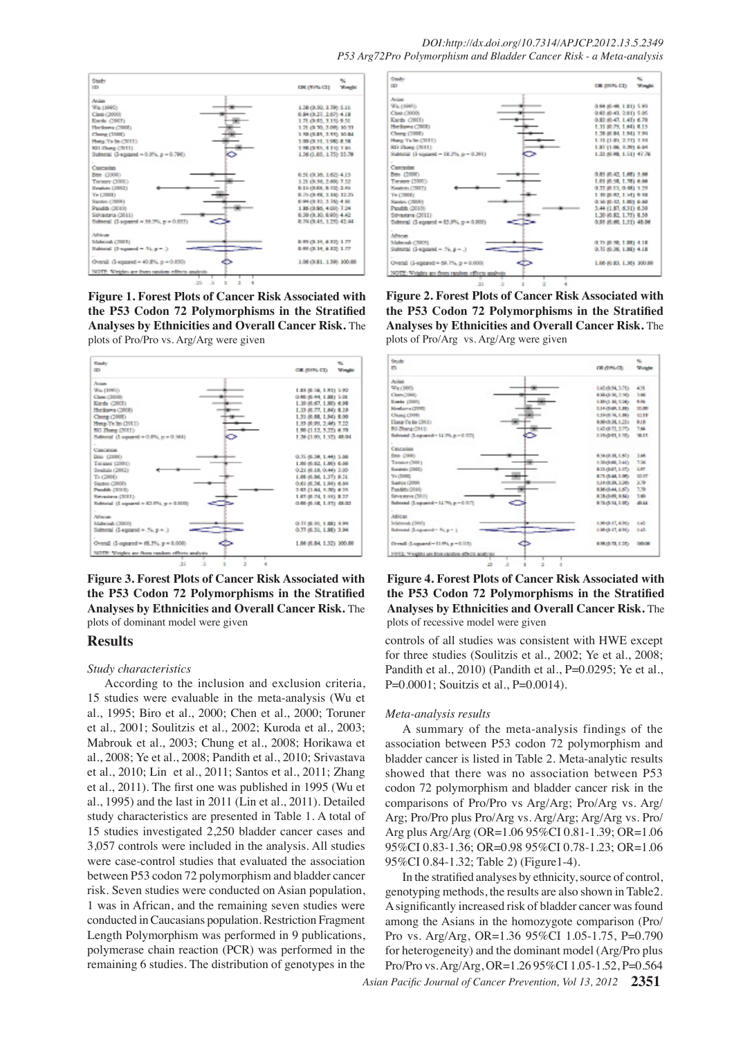**Figure 1. Forest Plots of Cancer Risk Associated with the P53 Codon 72 Polymorphisms in the Stratified Analyses by Ethnicities and Overall Cancer Risk.** The plots of Pro/Pro vs. Arg/Arg were given

**Figure 2. Forest Plots of Cancer Risk Associated with the P53 Codon 72 Polymorphisms in the Stratified Analyses by Ethnicities and Overall Cancer Risk.** The plots of Pro/Arg vs. Arg/Arg were given

**Figure 3. Forest Plots of Cancer Risk Associated with the P53 Codon 72 Polymorphisms in the Stratified Analyses by Ethnicities and Overall Cancer Risk.** The plots of dominant model were given

**Figure 4. Forest Plots of Cancer Risk Associated with the P53 Codon 72 Polymorphisms in the Stratified Analyses by Ethnicities and Overall Cancer Risk.** The plots of recessive model were given

## Results

*Study characteristics*

According to the inclusion and exclusion criteria, 15 studies were evaluable in the meta-analysis (Wu et al., 1995; Biro et al., 2000; Chen et al., 2000; Toruner et al., 2001; Soulitzis et al., 2002; Kuroda et al., 2003; Mabrouk et al., 2003; Chung et al., 2008; Horikawa et al., 2008; Ye et al., 2008; Pandith et al., 2010; Srivastava et al., 2010; Lin et al., 2011; Santos et al., 2011; Zhang et al., 2011). The first one was published in 1995 (Wu et al., 1995) and the last in 2011 (Lin et al., 2011). Detailed study characteristics are presented in Table 1. A total of 15 studies investigated 2,250 bladder cancer cases and 3,057 controls were included in the analysis. All studies were case-control studies that evaluated the association between P53 codon 72 polymorphism and bladder cancer risk. Seven studies were conducted on Asian population, 1 was in African, and the remaining seven studies were conducted in Caucasians population. Restriction Fragment Length Polymorphism was performed in 9 publications, polymerase chain reaction (PCR) was performed in the remaining 6 studies. The distribution of genotypes in the controls of all studies was consistent with HWE except for three studies (Soulitzis et al., 2002; Ye et al., 2008; Pandith et al., 2010) (Pandith et al., P=0.0295; Ye et al., P=0.0001; Souitzis et al., P=0.0014).

*Meta-analysis results*

A summary of the meta-analysis findings of the association between P53 codon 72 polymorphism and bladder cancer is listed in Table 2. Meta-analytic results showed that there was no association between P53 codon 72 polymorphism and bladder cancer risk in the comparisons of Pro/Pro vs Arg/Arg; Pro/Arg vs. Arg/Arg; Pro/Pro plus Pro/Arg vs. Arg/Arg; Arg/Arg vs. Pro/Arg plus Arg/Arg (OR=1.06 95%CI 0.81-1.39; OR=1.06 95%CI 0.83-1.36; OR=0.98 95%CI 0.78-1.23; OR=1.06 95%CI 0.84-1.32; Table 2) (Figure1-4).

In the stratified analyses by ethnicity, source of control, genotyping methods, the results are also shown in Table2. A significantly increased risk of bladder cancer was found among the Asians in the homozygote comparison (Pro/Pro vs. Arg/Arg, OR=1.36 95%CI 1.05-1.75, P=0.790 for heterogeneity) and the dominant model (Arg/Pro plus Pro/Pro vs. Arg/Arg, OR=1.26 95%CI 1.05-1.52, P=0.564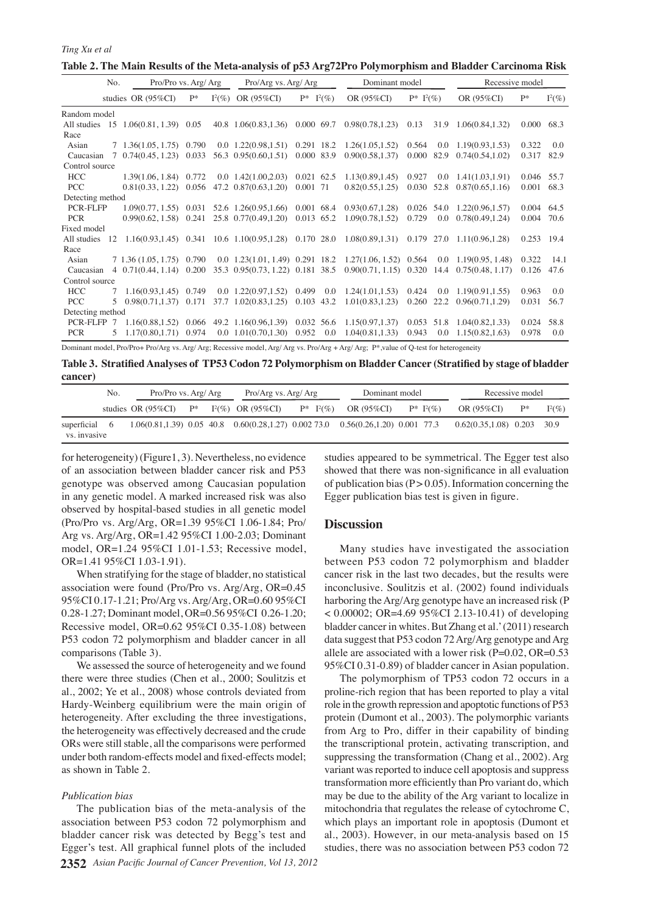**Table 2. The Main Results of the Meta-analysis of p53 Arg72Pro Polymorphism and Bladder Carcinoma Risk**

| | No. | Pro/Pro vs. Arg/ Arg | | | Pro/Arg vs. Arg/ Arg | | | Dominant model | | | Recessive model | | |
|---|---|---|---|---|---|---|---|---|---|---|---|---|---|
| | studies | OR (95%CI) | P* | $I^2$(%) | OR (95%CI) | P* | $I^2$(%) | OR (95%CI) | P* | $I^2$(%) | OR (95%CI) | P* | $I^2$(%) |
| Random model | | | | | | | | | | | | | |
| All studies | 15 | 1.06(0.81, 1.39) | 0.05 | 40.8 | 1.06(0.83,1.36) | 0.000 | 69.7 | 0.98(0.78,1.23) | 0.13 | 31.9 | 1.06(0.84,1.32) | 0.000 | 68.3 |
| Race | | | | | | | | | | | | | |
| Asian | 7 | 1.36(1.05, 1.75) | 0.790 | 0.0 | 1.22(0.98,1.51) | 0.291 | 18.2 | 1.26(1.05,1.52) | 0.564 | 0.0 | 1.19(0.93,1.53) | 0.322 | 0.0 |
| Caucasian | 7 | 0.74(0.45, 1.23) | 0.033 | 56.3 | 0.95(0.60,1.51) | 0.000 | 83.9 | 0.90(0.58,1.37) | 0.000 | 82.9 | 0.74(0.54,1.02) | 0.317 | 82.9 |
| Control source | | | | | | | | | | | | | |
| HCC | | 1.39(1.06, 1.84) | 0.772 | 0.0 | 1.42(1.00,2.03) | 0.021 | 62.5 | 1.13(0.89,1.45) | 0.927 | 0.0 | 1.41(1.03,1.91) | 0.046 | 55.7 |
| PCC | | 0.81(0.33, 1.22) | 0.056 | 47.2 | 0.87(0.63,1.20) | 0.001 | 71 | 0.82(0.55,1.25) | 0.030 | 52.8 | 0.87(0.65,1.16) | 0.001 | 68.3 |
| Detecting method | | | | | | | | | | | | | |
| PCR-FLFP | | 1.09(0.77, 1.55) | 0.031 | 52.6 | 1.26(0.95,1.66) | 0.001 | 68.4 | 0.93(0.67,1.28) | 0.026 | 54.0 | 1.22(0.96,1.57) | 0.004 | 64.5 |
| PCR | | 0.99(0.62, 1.58) | 0.241 | 25.8 | 0.77(0.49,1.20) | 0.013 | 65.2 | 1.09(0.78,1.52) | 0.729 | 0.0 | 0.78(0.49,1.24) | 0.004 | 70.6 |
| Fixed model | | | | | | | | | | | | | |
| All studies | 12 | 1.16(0.93,1.45) | 0.341 | 10.6 | 1.10(0.95,1.28) | 0.170 | 28.0 | 1.08(0.89,1.31) | 0.179 | 27.0 | 1.11(0.96,1.28) | 0.253 | 19.4 |
| Race | | | | | | | | | | | | | |
| Asian | 7 | 1.36 (1.05, 1.75) | 0.790 | 0.0 | 1.23(1.01, 1.49) | 0.291 | 18.2 | 1.27(1.06, 1.52) | 0.564 | 0.0 | 1.19(0.95, 1.48) | 0.322 | 14.1 |
| Caucasian | 4 | 0.71(0.44, 1.14) | 0.200 | 35.3 | 0.95(0.73, 1.22) | 0.181 | 38.5 | 0.90(0.71, 1.15) | 0.320 | 14.4 | 0.75(0.48, 1.17) | 0.126 | 47.6 |
| Control source | | | | | | | | | | | | | |
| HCC | 7 | 1.16(0.93,1.45) | 0.749 | 0.0 | 1.22(0.97,1.52) | 0.499 | 0.0 | 1.24(1.01,1.53) | 0.424 | 0.0 | 1.19(0.91,1.55) | 0.963 | 0.0 |
| PCC | 5 | 0.98(0.71,1.37) | 0.171 | 37.7 | 1.02(0.83,1.25) | 0.103 | 43.2 | 1.01(0.83,1.23) | 0.260 | 22.2 | 0.96(0.71,1.29) | 0.031 | 56.7 |
| Detecting method | | | | | | | | | | | | | |
| PCR-FLFP | 7 | 1.16(0.88,1.52) | 0.066 | 49.2 | 1.16(0.96,1.39) | 0.032 | 56.6 | 1.15(0.97,1.37) | 0.053 | 51.8 | 1.04(0.82,1.33) | 0.024 | 58.8 |
| PCR | 5 | 1.17(0.80,1.71) | 0.974 | 0.0 | 1.01(0.70,1.30) | 0.952 | 0.0 | 1.04(0.81,1.33) | 0.943 | 0.0 | 1.15(0.82,1.63) | 0.978 | 0.0 |

Dominant model, Pro/Pro+ Pro/Arg vs. Arg/ Arg; Recessive model, Arg/ Arg vs. Pro/Arg + Arg/ Arg; P*,value of Q-test for heterogeneity

**Table 3. Stratified Analyses of TP53 Codon 72 Polymorphism on Bladder Cancer (Stratified by stage of bladder cancer)**

| | No. | Pro/Pro vs. Arg/ Arg | | | Pro/Arg vs. Arg/ Arg | | | Dominant model | | | Recessive model | | |
|---|---|---|---|---|---|---|---|---|---|---|---|---|---|
| | studies | OR (95%CI) | P* | $I^2$(%) | OR (95%CI) | P* | $I^2$(%) | OR (95%CI) | P* | $I^2$(%) | OR (95%CI) | P* | $I^2$(%) |
| superficial vs. invasive | 6 | 1.06(0.81,1.39) | 0.05 | 40.8 | 0.60(0.28,1.27) | 0.002 | 73.0 | 0.56(0.26,1.20) | 0.001 | 77.3 | 0.62(0.35,1.08) | 0.203 | 30.9 |

for heterogeneity) (Figure1, 3). Nevertheless, no evidence of an association between bladder cancer risk and P53 genotype was observed among Caucasian population in any genetic model. A marked increased risk was also observed by hospital-based studies in all genetic model (Pro/Pro vs. Arg/Arg, OR=1.39 95%CI 1.06-1.84; Pro/Arg vs. Arg/Arg, OR=1.42 95%CI 1.00-2.03; Dominant model, OR=1.24 95%CI 1.01-1.53; Recessive model, OR=1.41 95%CI 1.03-1.91).

When stratifying for the stage of bladder, no statistical association were found (Pro/Pro vs. Arg/Arg, OR=0.45 95%CI 0.17-1.21; Pro/Arg vs. Arg/Arg, OR=0.60 95%CI 0.28-1.27; Dominant model, OR=0.56 95%CI 0.26-1.20; Recessive model, OR=0.62 95%CI 0.35-1.08) between P53 codon 72 polymorphism and bladder cancer in all comparisons (Table 3).

We assessed the source of heterogeneity and we found there were three studies (Chen et al., 2000; Soulitzis et al., 2002; Ye et al., 2008) whose controls deviated from Hardy-Weinberg equilibrium were the main origin of heterogeneity. After excluding the three investigations, the heterogeneity was effectively decreased and the crude ORs were still stable, all the comparisons were performed under both random-effects model and fixed-effects model; as shown in Table 2.

*Publication bias*

The publication bias of the meta-analysis of the association between P53 codon 72 polymorphism and bladder cancer risk was detected by Begg's test and Egger's test. All graphical funnel plots of the included studies appeared to be symmetrical. The Egger test also showed that there was non-significance in all evaluation of publication bias (P > 0.05). Information concerning the Egger publication bias test is given in figure.

## Discussion

Many studies have investigated the association between P53 codon 72 polymorphism and bladder cancer risk in the last two decades, but the results were inconclusive. Soulitzis et al. (2002) found individuals harboring the Arg/Arg genotype have an increased risk (P < 0.00002; OR=4.69 95%CI 2.13-10.41) of developing bladder cancer in whites. But Zhang et al.' (2011) research data suggest that P53 codon 72 Arg/Arg genotype and Arg allele are associated with a lower risk (P=0.02, OR=0.53 95%CI 0.31-0.89) of bladder cancer in Asian population.

The polymorphism of TP53 codon 72 occurs in a proline-rich region that has been reported to play a vital role in the growth repression and apoptotic functions of P53 protein (Dumont et al., 2003). The polymorphic variants from Arg to Pro, differ in their capability of binding the transcriptional protein, activating transcription, and suppressing the transformation (Chang et al., 2002). Arg variant was reported to induce cell apoptosis and suppress transformation more efficiently than Pro variant do, which may be due to the ability of the Arg variant to localize in mitochondria that regulates the release of cytochrome C, which plays an important role in apoptosis (Dumont et al., 2003). However, in our meta-analysis based on 15 studies, there was no association between P53 codon 72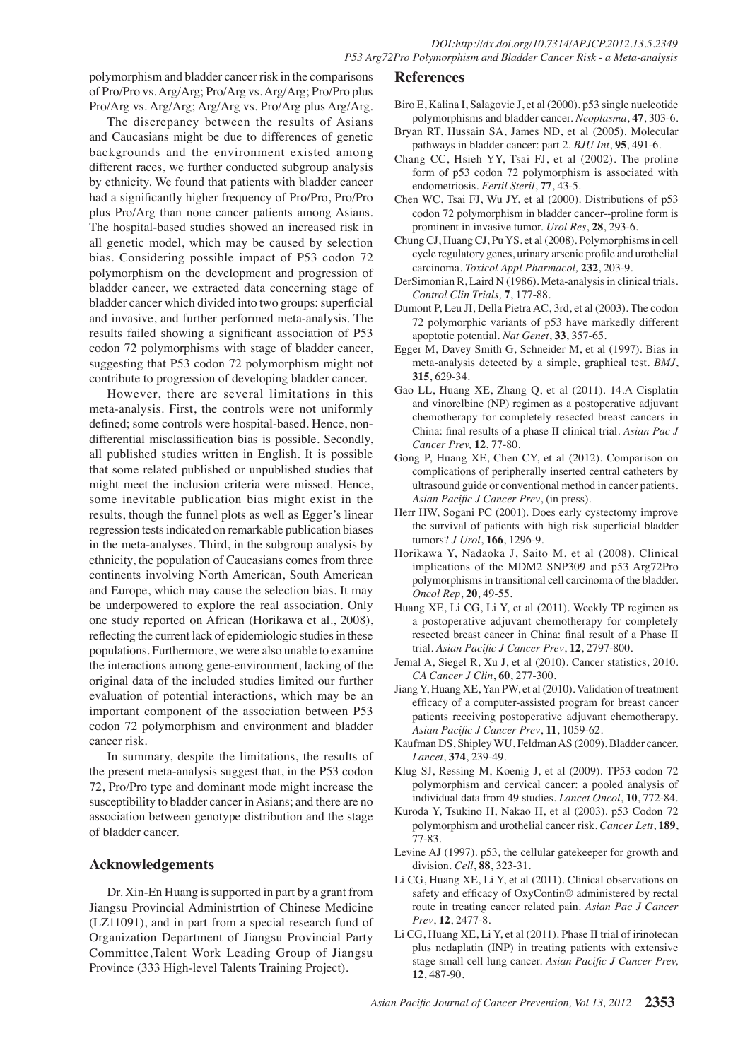polymorphism and bladder cancer risk in the comparisons of Pro/Pro vs. Arg/Arg; Pro/Arg vs. Arg/Arg; Pro/Pro plus Pro/Arg vs. Arg/Arg; Arg/Arg vs. Pro/Arg plus Arg/Arg.

The discrepancy between the results of Asians and Caucasians might be due to differences of genetic backgrounds and the environment existed among different races, we further conducted subgroup analysis by ethnicity. We found that patients with bladder cancer had a significantly higher frequency of Pro/Pro, Pro/Pro plus Pro/Arg than none cancer patients among Asians. The hospital-based studies showed an increased risk in all genetic model, which may be caused by selection bias. Considering possible impact of P53 codon 72 polymorphism on the development and progression of bladder cancer, we extracted data concerning stage of bladder cancer which divided into two groups: superficial and invasive, and further performed meta-analysis. The results failed showing a significant association of P53 codon 72 polymorphisms with stage of bladder cancer, suggesting that P53 codon 72 polymorphism might not contribute to progression of developing bladder cancer.

However, there are several limitations in this meta-analysis. First, the controls were not uniformly defined; some controls were hospital-based. Hence, non-differential misclassification bias is possible. Secondly, all published studies written in English. It is possible that some related published or unpublished studies that might meet the inclusion criteria were missed. Hence, some inevitable publication bias might exist in the results, though the funnel plots as well as Egger's linear regression tests indicated on remarkable publication biases in the meta-analyses. Third, in the subgroup analysis by ethnicity, the population of Caucasians comes from three continents involving North American, South American and Europe, which may cause the selection bias. It may be underpowered to explore the real association. Only one study reported on African (Horikawa et al., 2008), reflecting the current lack of epidemiologic studies in these populations. Furthermore, we were also unable to examine the interactions among gene-environment, lacking of the original data of the included studies limited our further evaluation of potential interactions, which may be an important component of the association between P53 codon 72 polymorphism and environment and bladder cancer risk.

In summary, despite the limitations, the results of the present meta-analysis suggest that, in the P53 codon 72, Pro/Pro type and dominant mode might increase the susceptibility to bladder cancer in Asians; and there are no association between genotype distribution and the stage of bladder cancer.

## Acknowledgements

Dr. Xin-En Huang is supported in part by a grant from Jiangsu Provincial Administrtion of Chinese Medicine (LZ11091), and in part from a special research fund of Organization Department of Jiangsu Provincial Party Committee,Talent Work Leading Group of Jiangsu Province (333 High-level Talents Training Project).

## References

Biro E, Kalina I, Salagovic J, et al (2000). p53 single nucleotide polymorphisms and bladder cancer. *Neoplasma*, **47**, 303-6.

Bryan RT, Hussain SA, James ND, et al (2005). Molecular pathways in bladder cancer: part 2. *BJU Int*, **95**, 491-6.

Chang CC, Hsieh YY, Tsai FJ, et al (2002). The proline form of p53 codon 72 polymorphism is associated with endometriosis. *Fertil Steril*, **77**, 43-5.

Chen WC, Tsai FJ, Wu JY, et al (2000). Distributions of p53 codon 72 polymorphism in bladder cancer--proline form is prominent in invasive tumor. *Urol Res*, **28**, 293-6.

Chung CJ, Huang CJ, Pu YS, et al (2008). Polymorphisms in cell cycle regulatory genes, urinary arsenic profile and urothelial carcinoma. *Toxicol Appl Pharmacol,* **232**, 203-9.

DerSimonian R, Laird N (1986). Meta-analysis in clinical trials. *Control Clin Trials,* **7**, 177-88.

Dumont P, Leu JI, Della Pietra AC, 3rd, et al (2003). The codon 72 polymorphic variants of p53 have markedly different apoptotic potential. *Nat Genet*, **33**, 357-65.

Egger M, Davey Smith G, Schneider M, et al (1997). Bias in meta-analysis detected by a simple, graphical test. *BMJ*, **315**, 629-34.

Gao LL, Huang XE, Zhang Q, et al (2011). 14.A Cisplatin and vinorelbine (NP) regimen as a postoperative adjuvant chemotherapy for completely resected breast cancers in China: final results of a phase II clinical trial. *Asian Pac J Cancer Prev,* **12**, 77-80.

Gong P, Huang XE, Chen CY, et al (2012). Comparison on complications of peripherally inserted central catheters by ultrasound guide or conventional method in cancer patients. *Asian Pacific J Cancer Prev*, (in press).

Herr HW, Sogani PC (2001). Does early cystectomy improve the survival of patients with high risk superficial bladder tumors? *J Urol*, **166**, 1296-9.

Horikawa Y, Nadaoka J, Saito M, et al (2008). Clinical implications of the MDM2 SNP309 and p53 Arg72Pro polymorphisms in transitional cell carcinoma of the bladder. *Oncol Rep*, **20**, 49-55.

Huang XE, Li CG, Li Y, et al (2011). Weekly TP regimen as a postoperative adjuvant chemotherapy for completely resected breast cancer in China: final result of a Phase II trial. *Asian Pacific J Cancer Prev*, **12**, 2797-800.

Jemal A, Siegel R, Xu J, et al (2010). Cancer statistics, 2010. *CA Cancer J Clin*, **60**, 277-300.

Jiang Y, Huang XE, Yan PW, et al (2010). Validation of treatment efficacy of a computer-assisted program for breast cancer patients receiving postoperative adjuvant chemotherapy. *Asian Pacific J Cancer Prev*, **11**, 1059-62.

Kaufman DS, Shipley WU, Feldman AS (2009). Bladder cancer. *Lancet*, **374**, 239-49.

Klug SJ, Ressing M, Koenig J, et al (2009). TP53 codon 72 polymorphism and cervical cancer: a pooled analysis of individual data from 49 studies. *Lancet Oncol*, **10**, 772-84.

Kuroda Y, Tsukino H, Nakao H, et al (2003). p53 Codon 72 polymorphism and urothelial cancer risk. *Cancer Lett*, **189**, 77-83.

Levine AJ (1997). p53, the cellular gatekeeper for growth and division. *Cell*, **88**, 323-31.

Li CG, Huang XE, Li Y, et al (2011). Clinical observations on safety and efficacy of OxyContin® administered by rectal route in treating cancer related pain. *Asian Pac J Cancer Prev*, **12**, 2477-8.

Li CG, Huang XE, Li Y, et al (2011). Phase II trial of irinotecan plus nedaplatin (INP) in treating patients with extensive stage small cell lung cancer. *Asian Pacific J Cancer Prev,* **12**, 487-90.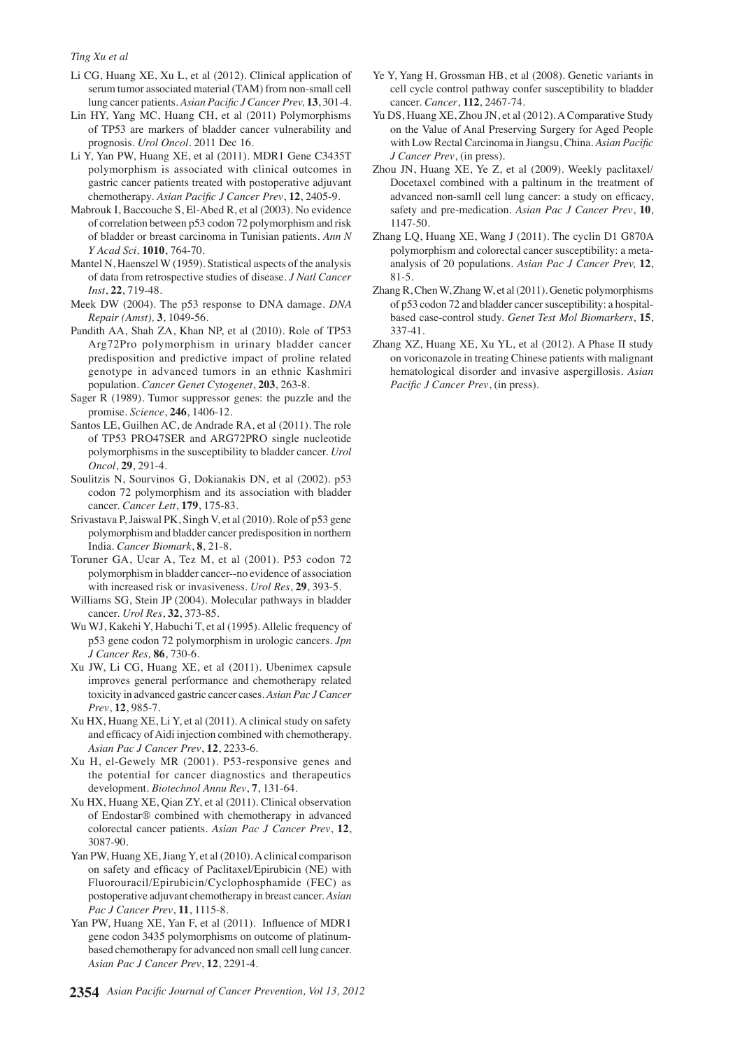Li CG, Huang XE, Xu L, et al (2012). Clinical application of serum tumor associated material (TAM) from non-small cell lung cancer patients. *Asian Pacific J Cancer Prev,* **13**, 301-4.

Lin HY, Yang MC, Huang CH, et al (2011) Polymorphisms of TP53 are markers of bladder cancer vulnerability and prognosis. *Urol Oncol*. 2011 Dec 16.

Li Y, Yan PW, Huang XE, et al (2011). MDR1 Gene C3435T polymorphism is associated with clinical outcomes in gastric cancer patients treated with postoperative adjuvant chemotherapy. *Asian Pacific J Cancer Prev*, **12**, 2405-9.

Mabrouk I, Baccouche S, El-Abed R, et al (2003). No evidence of correlation between p53 codon 72 polymorphism and risk of bladder or breast carcinoma in Tunisian patients. *Ann N Y Acad Sci,* **1010**, 764-70.

Mantel N, Haenszel W (1959). Statistical aspects of the analysis of data from retrospective studies of disease. *J Natl Cancer Inst*, **22**, 719-48.

Meek DW (2004). The p53 response to DNA damage. *DNA Repair (Amst),* **3**, 1049-56.

Pandith AA, Shah ZA, Khan NP, et al (2010). Role of TP53 Arg72Pro polymorphism in urinary bladder cancer predisposition and predictive impact of proline related genotype in advanced tumors in an ethnic Kashmiri population. *Cancer Genet Cytogenet*, **203**, 263-8.

Sager R (1989). Tumor suppressor genes: the puzzle and the promise. *Science*, **246**, 1406-12.

Santos LE, Guilhen AC, de Andrade RA, et al (2011). The role of TP53 PRO47SER and ARG72PRO single nucleotide polymorphisms in the susceptibility to bladder cancer. *Urol Oncol*, **29**, 291-4.

Soulitzis N, Sourvinos G, Dokianakis DN, et al (2002). p53 codon 72 polymorphism and its association with bladder cancer. *Cancer Lett*, **179**, 175-83.

Srivastava P, Jaiswal PK, Singh V, et al (2010). Role of p53 gene polymorphism and bladder cancer predisposition in northern India. *Cancer Biomark*, **8**, 21-8.

Toruner GA, Ucar A, Tez M, et al (2001). P53 codon 72 polymorphism in bladder cancer--no evidence of association with increased risk or invasiveness. *Urol Res*, **29**, 393-5.

Williams SG, Stein JP (2004). Molecular pathways in bladder cancer. *Urol Res*, **32**, 373-85.

Wu WJ, Kakehi Y, Habuchi T, et al (1995). Allelic frequency of p53 gene codon 72 polymorphism in urologic cancers. *Jpn J Cancer Res,* **86**, 730-6.

Xu JW, Li CG, Huang XE, et al (2011). Ubenimex capsule improves general performance and chemotherapy related toxicity in advanced gastric cancer cases. *Asian Pac J Cancer Prev*, **12**, 985-7.

Xu HX, Huang XE, Li Y, et al (2011). A clinical study on safety and efficacy of Aidi injection combined with chemotherapy. *Asian Pac J Cancer Prev*, **12**, 2233-6.

Xu H, el-Gewely MR (2001). P53-responsive genes and the potential for cancer diagnostics and therapeutics development. *Biotechnol Annu Rev*, **7**, 131-64.

Xu HX, Huang XE, Qian ZY, et al (2011). Clinical observation of Endostar® combined with chemotherapy in advanced colorectal cancer patients. *Asian Pac J Cancer Prev*, **12**, 3087-90.

Yan PW, Huang XE, Jiang Y, et al (2010). A clinical comparison on safety and efficacy of Paclitaxel/Epirubicin (NE) with Fluorouracil/Epirubicin/Cyclophosphamide (FEC) as postoperative adjuvant chemotherapy in breast cancer. *Asian Pac J Cancer Prev*, **11**, 1115-8.

Yan PW, Huang XE, Yan F, et al (2011). Influence of MDR1 gene codon 3435 polymorphisms on outcome of platinum-based chemotherapy for advanced non small cell lung cancer. *Asian Pac J Cancer Prev*, **12**, 2291-4.

Ye Y, Yang H, Grossman HB, et al (2008). Genetic variants in cell cycle control pathway confer susceptibility to bladder cancer. *Cancer*, **112**, 2467-74.

Yu DS, Huang XE, Zhou JN, et al (2012). A Comparative Study on the Value of Anal Preserving Surgery for Aged People with Low Rectal Carcinoma in Jiangsu, China. *Asian Pacific J Cancer Prev*, (in press).

Zhou JN, Huang XE, Ye Z, et al (2009). Weekly paclitaxel/ Docetaxel combined with a paltinum in the treatment of advanced non-samll cell lung cancer: a study on efficacy, safety and pre-medication. *Asian Pac J Cancer Prev*, **10**, 1147-50.

Zhang LQ, Huang XE, Wang J (2011). The cyclin D1 G870A polymorphism and colorectal cancer susceptibility: a meta-analysis of 20 populations. *Asian Pac J Cancer Prev,* **12**, 81-5.

Zhang R, Chen W, Zhang W, et al (2011). Genetic polymorphisms of p53 codon 72 and bladder cancer susceptibility: a hospital-based case-control study. *Genet Test Mol Biomarkers*, **15**, 337-41.

Zhang XZ, Huang XE, Xu YL, et al (2012). A Phase II study on voriconazole in treating Chinese patients with malignant hematological disorder and invasive aspergillosis. *Asian Pacific J Cancer Prev*, (in press).